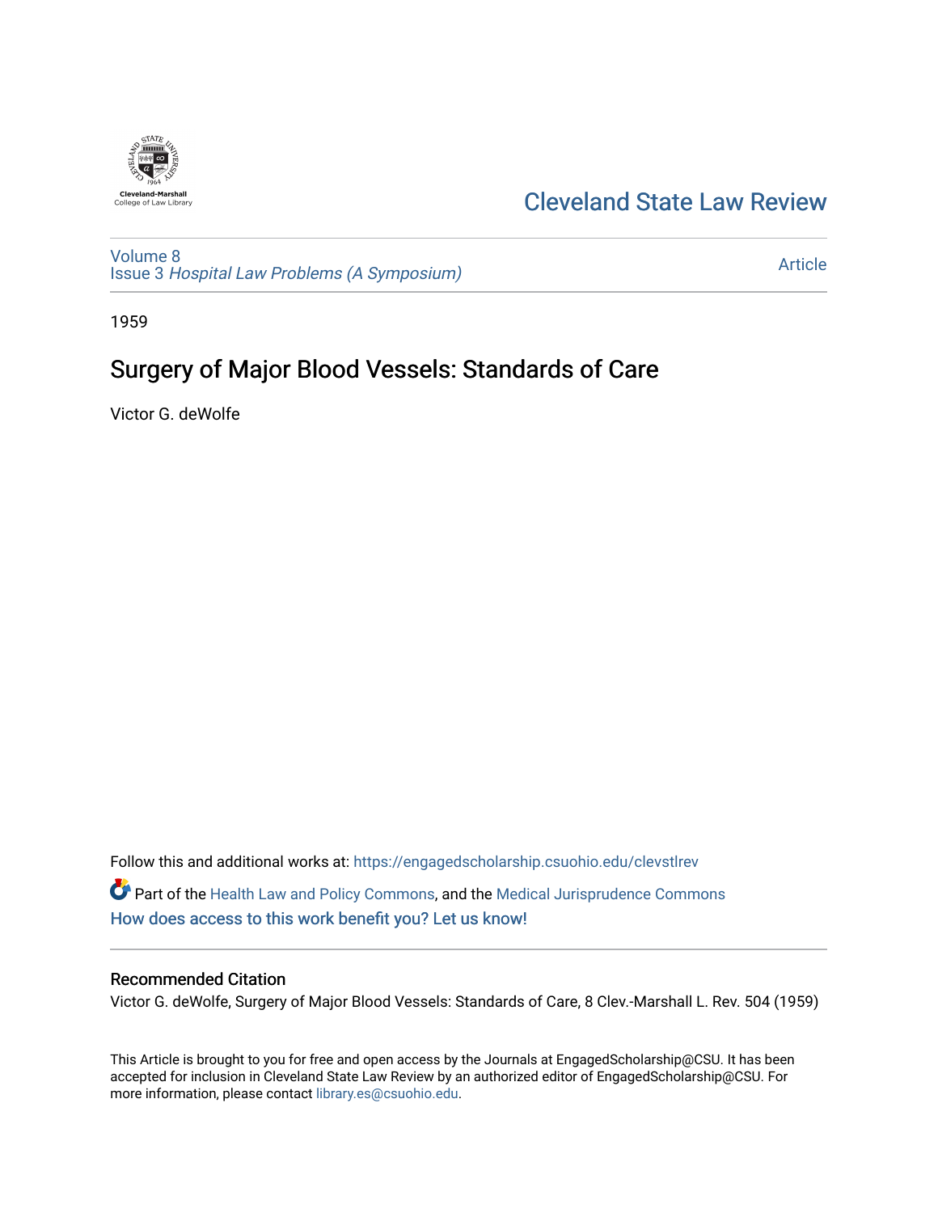Cleveland State Law Review

Volume 8
Issue 3 *Hospital Law Problems (A Symposium)*

Article

1959

# Surgery of Major Blood Vessels: Standards of Care

Victor G. deWolfe

Follow this and additional works at: https://engagedscholarship.csuohio.edu/clevstlrev

Part of the Health Law and Policy Commons, and the Medical Jurisprudence Commons

How does access to this work benefit you? Let us know!

## Recommended Citation

Victor G. deWolfe, Surgery of Major Blood Vessels: Standards of Care, 8 Clev.-Marshall L. Rev. 504 (1959)

This Article is brought to you for free and open access by the Journals at EngagedScholarship@CSU. It has been accepted for inclusion in Cleveland State Law Review by an authorized editor of EngagedScholarship@CSU. For more information, please contact library.es@csuohio.edu.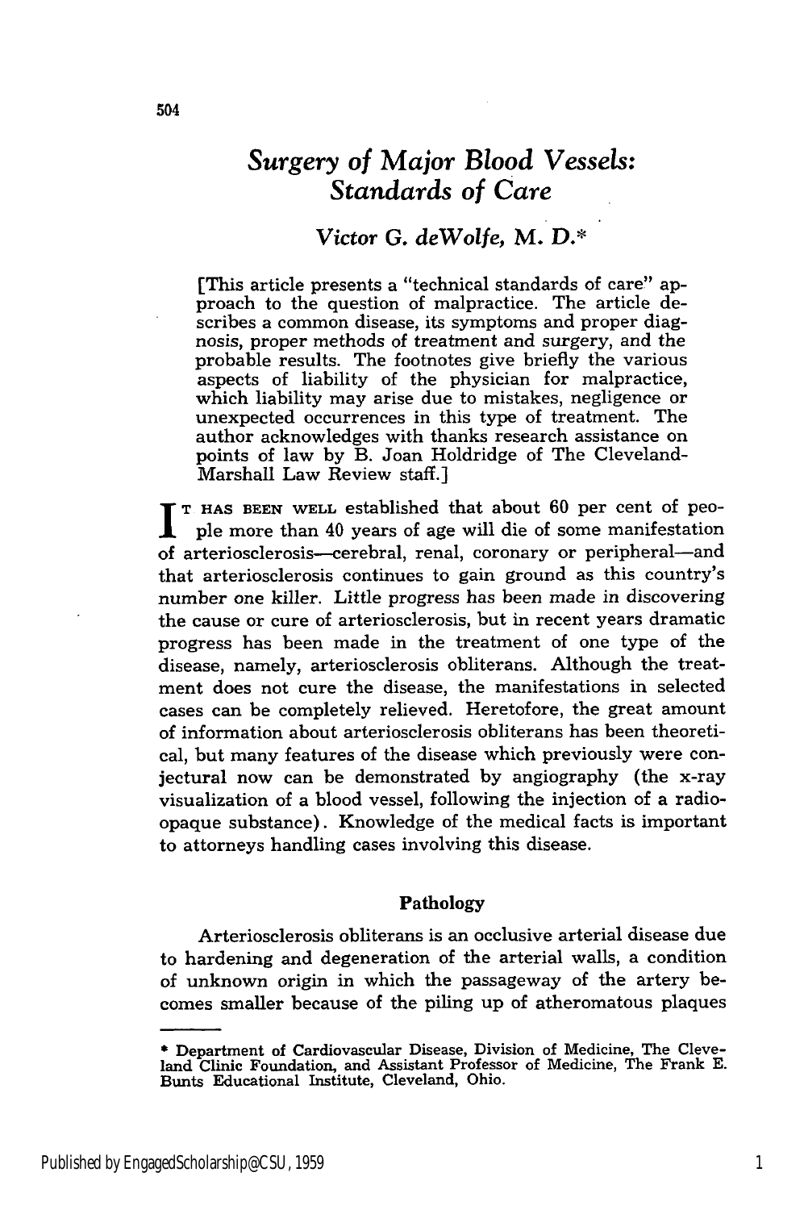# Surgery of Major Blood Vessels: Standards of Care

## Victor G. deWolfe, M. D.*

[This article presents a "technical standards of care" approach to the question of malpractice. The article describes a common disease, its symptoms and proper diagnosis, proper methods of treatment and surgery, and the probable results. The footnotes give briefly the various aspects of liability of the physician for malpractice, which liability may arise due to mistakes, negligence or unexpected occurrences in this type of treatment. The author acknowledges with thanks research assistance on points of law by B. Joan Holdridge of The Cleveland-Marshall Law Review staff.]

It has been well established that about 60 per cent of people more than 40 years of age will die of some manifestation of arteriosclerosis—cerebral, renal, coronary or peripheral—and that arteriosclerosis continues to gain ground as this country's number one killer. Little progress has been made in discovering the cause or cure of arteriosclerosis, but in recent years dramatic progress has been made in the treatment of one type of the disease, namely, arteriosclerosis obliterans. Although the treatment does not cure the disease, the manifestations in selected cases can be completely relieved. Heretofore, the great amount of information about arteriosclerosis obliterans has been theoretical, but many features of the disease which previously were conjectural now can be demonstrated by angiography (the x-ray visualization of a blood vessel, following the injection of a radio-opaque substance). Knowledge of the medical facts is important to attorneys handling cases involving this disease.

### Pathology

Arteriosclerosis obliterans is an occlusive arterial disease due to hardening and degeneration of the arterial walls, a condition of unknown origin in which the passageway of the artery becomes smaller because of the piling up of atheromatous plaques

---

* Department of Cardiovascular Disease, Division of Medicine, The Cleveland Clinic Foundation, and Assistant Professor of Medicine, The Frank E. Bunts Educational Institute, Cleveland, Ohio.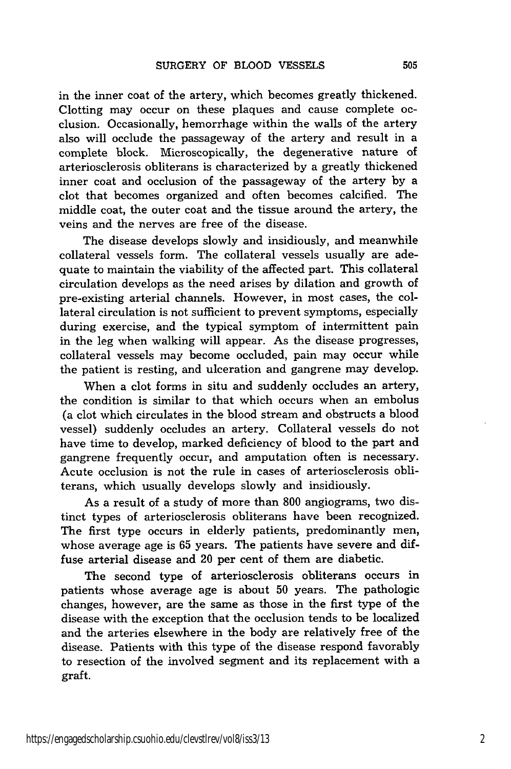in the inner coat of the artery, which becomes greatly thickened. Clotting may occur on these plaques and cause complete occlusion. Occasionally, hemorrhage within the walls of the artery also will occlude the passageway of the artery and result in a complete block. Microscopically, the degenerative nature of arteriosclerosis obliterans is characterized by a greatly thickened inner coat and occlusion of the passageway of the artery by a clot that becomes organized and often becomes calcified. The middle coat, the outer coat and the tissue around the artery, the veins and the nerves are free of the disease.

The disease develops slowly and insidiously, and meanwhile collateral vessels form. The collateral vessels usually are adequate to maintain the viability of the affected part. This collateral circulation develops as the need arises by dilation and growth of pre-existing arterial channels. However, in most cases, the collateral circulation is not sufficient to prevent symptoms, especially during exercise, and the typical symptom of intermittent pain in the leg when walking will appear. As the disease progresses, collateral vessels may become occluded, pain may occur while the patient is resting, and ulceration and gangrene may develop.

When a clot forms in situ and suddenly occludes an artery, the condition is similar to that which occurs when an embolus (a clot which circulates in the blood stream and obstructs a blood vessel) suddenly occludes an artery. Collateral vessels do not have time to develop, marked deficiency of blood to the part and gangrene frequently occur, and amputation often is necessary. Acute occlusion is not the rule in cases of arteriosclerosis obliterans, which usually develops slowly and insidiously.

As a result of a study of more than 800 angiograms, two distinct types of arteriosclerosis obliterans have been recognized. The first type occurs in elderly patients, predominantly men, whose average age is 65 years. The patients have severe and diffuse arterial disease and 20 per cent of them are diabetic.

The second type of arteriosclerosis obliterans occurs in patients whose average age is about 50 years. The pathologic changes, however, are the same as those in the first type of the disease with the exception that the occlusion tends to be localized and the arteries elsewhere in the body are relatively free of the disease. Patients with this type of the disease respond favorably to resection of the involved segment and its replacement with a graft.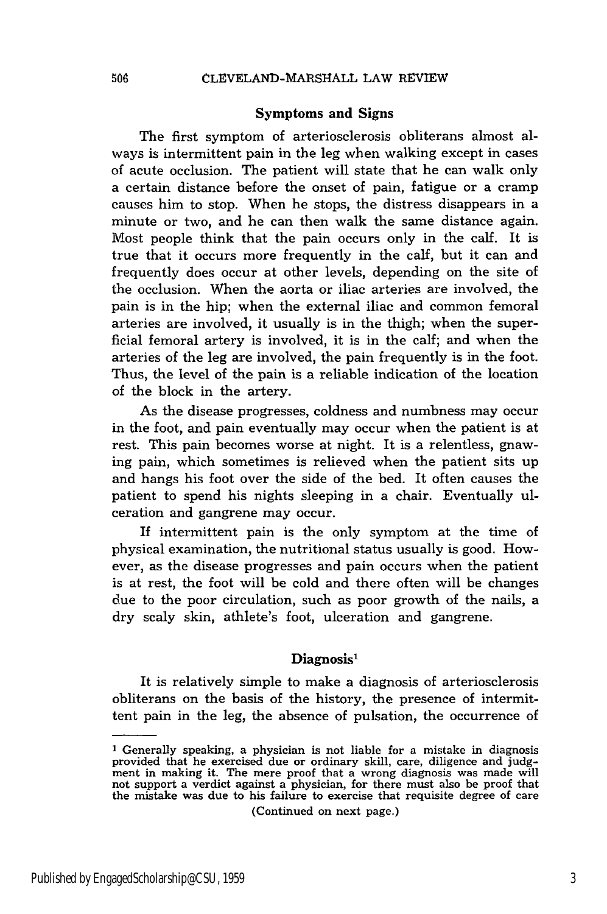### Symptoms and Signs

The first symptom of arteriosclerosis obliterans almost always is intermittent pain in the leg when walking except in cases of acute occlusion. The patient will state that he can walk only a certain distance before the onset of pain, fatigue or a cramp causes him to stop. When he stops, the distress disappears in a minute or two, and he can then walk the same distance again. Most people think that the pain occurs only in the calf. It is true that it occurs more frequently in the calf, but it can and frequently does occur at other levels, depending on the site of the occlusion. When the aorta or iliac arteries are involved, the pain is in the hip; when the external iliac and common femoral arteries are involved, it usually is in the thigh; when the superficial femoral artery is involved, it is in the calf; and when the arteries of the leg are involved, the pain frequently is in the foot. Thus, the level of the pain is a reliable indication of the location of the block in the artery.

As the disease progresses, coldness and numbness may occur in the foot, and pain eventually may occur when the patient is at rest. This pain becomes worse at night. It is a relentless, gnawing pain, which sometimes is relieved when the patient sits up and hangs his foot over the side of the bed. It often causes the patient to spend his nights sleeping in a chair. Eventually ulceration and gangrene may occur.

If intermittent pain is the only symptom at the time of physical examination, the nutritional status usually is good. However, as the disease progresses and pain occurs when the patient is at rest, the foot will be cold and there often will be changes due to the poor circulation, such as poor growth of the nails, a dry scaly skin, athlete's foot, ulceration and gangrene.

### Diagnosis[1]

It is relatively simple to make a diagnosis of arteriosclerosis obliterans on the basis of the history, the presence of intermittent pain in the leg, the absence of pulsation, the occurrence of

---

[1] Generally speaking, a physician is not liable for a mistake in diagnosis provided that he exercised due or ordinary skill, care, diligence and judgment in making it. The mere proof that a wrong diagnosis was made will not support a verdict against a physician, for there must also be proof that the mistake was due to his failure to exercise that requisite degree of care

(Continued on next page.)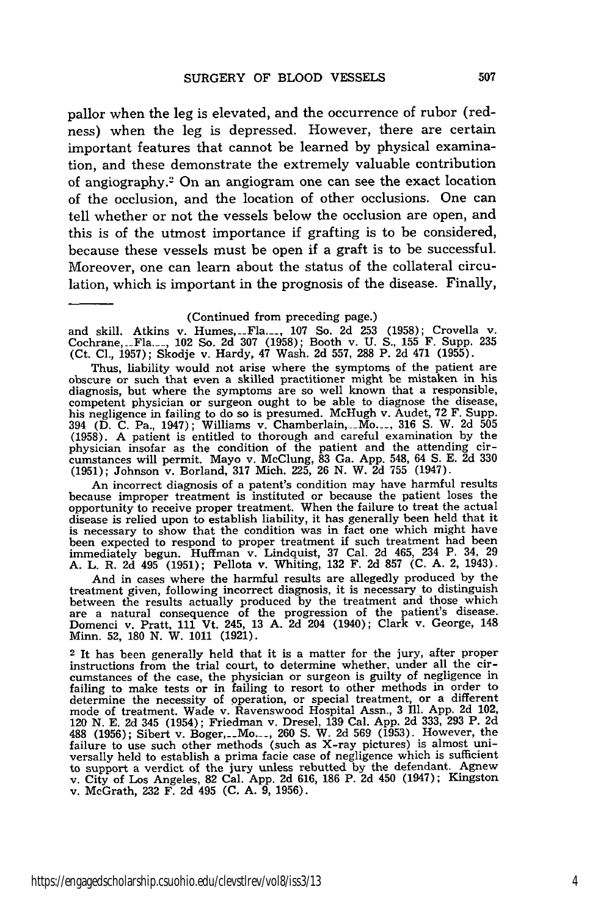pallor when the leg is elevated, and the occurrence of rubor (redness) when the leg is depressed. However, there are certain important features that cannot be learned by physical examination, and these demonstrate the extremely valuable contribution of angiography.[2] On an angiogram one can see the exact location of the occlusion, and the location of other occlusions. One can tell whether or not the vessels below the occlusion are open, and this is of the utmost importance if grafting is to be considered, because these vessels must be open if a graft is to be successful. Moreover, one can learn about the status of the collateral circulation, which is important in the prognosis of the disease. Finally,

---

(Continued from preceding page.)

and skill. Atkins v. Humes,__Fla.__, 107 So. 2d 253 (1958); Crovella v. Cochrane,__Fla.__, 102 So. 2d 307 (1958); Booth v. U. S., 155 F. Supp. 235 (Ct. Cl., 1957); Skodje v. Hardy, 47 Wash. 2d 557, 288 P. 2d 471 (1955).

Thus, liability would not arise where the symptoms of the patient are obscure or such that even a skilled practitioner might be mistaken in his diagnosis, but where the symptoms are so well known that a responsible, competent physician or surgeon ought to be able to diagnose the disease, his negligence in failing to do so is presumed. McHugh v. Audet, 72 F. Supp. 394 (D. C. Pa., 1947); Williams v. Chamberlain,__Mo.__, 316 S. W. 2d 505 (1958). A patient is entitled to thorough and careful examination by the physician insofar as the condition of the patient and the attending circumstances will permit. Mayo v. McClung, 83 Ga. App. 548, 64 S. E. 2d 330 (1951); Johnson v. Borland, 317 Mich. 225, 26 N. W. 2d 755 (1947).

An incorrect diagnosis of a patent's condition may have harmful results because improper treatment is instituted or because the patient loses the opportunity to receive proper treatment. When the failure to treat the actual disease is relied upon to establish liability, it has generally been held that it is necessary to show that the condition was in fact one which might have been expected to respond to proper treatment if such treatment had been immediately begun. Huffman v. Lindquist, 37 Cal. 2d 465, 234 P. 34, 29 A. L. R. 2d 495 (1951); Pellota v. Whiting, 132 F. 2d 857 (C. A. 2, 1943).

And in cases where the harmful results are allegedly produced by the treatment given, following incorrect diagnosis, it is necessary to distinguish between the results actually produced by the treatment and those which are a natural consequence of the progression of the patient's disease. Domenci v. Pratt, 111 Vt. 245, 13 A. 2d 204 (1940); Clark v. George, 148 Minn. 52, 180 N. W. 1011 (1921).

[2] It has been generally held that it is a matter for the jury, after proper instructions from the trial court, to determine whether, under all the circumstances of the case, the physician or surgeon is guilty of negligence in failing to make tests or in failing to resort to other methods in order to determine the necessity of operation, or special treatment, or a different mode of treatment. Wade v. Ravenswood Hospital Assn., 3 Ill. App. 2d 102, 120 N. E. 2d 345 (1954); Friedman v. Dresel, 139 Cal. App. 2d 333, 293 P. 2d 488 (1956); Sibert v. Boger,__Mo.__, 260 S. W. 2d 569 (1953). However, the failure to use such other methods (such as X-ray pictures) is almost universally held to establish a prima facie case of negligence which is sufficient to support a verdict of the jury unless rebutted by the defendant. Agnew v. City of Los Angeles, 82 Cal. App. 2d 616, 186 P. 2d 450 (1947); Kingston v. McGrath, 232 F. 2d 495 (C. A. 9, 1956).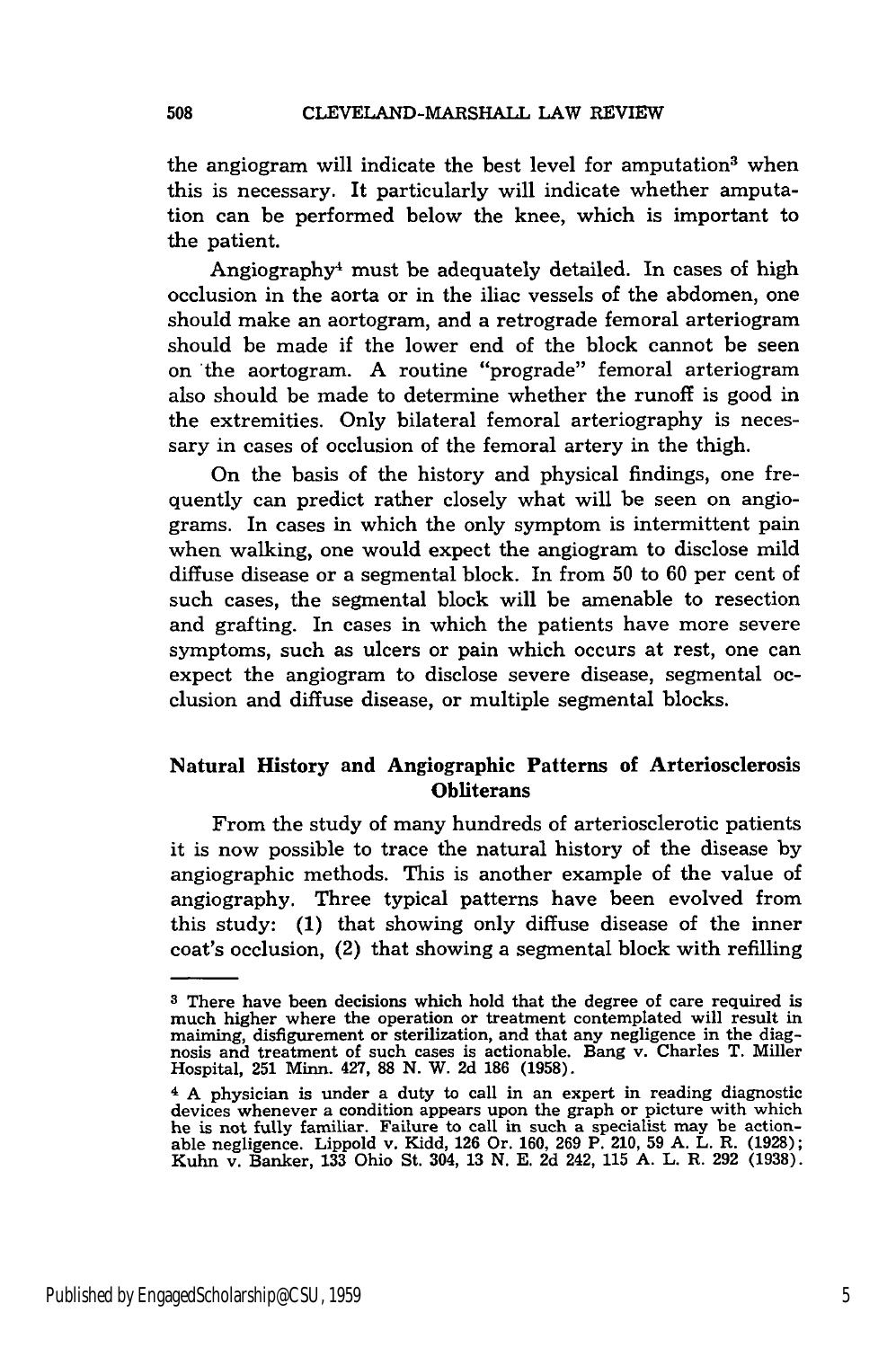the angiogram will indicate the best level for amputation[3] when this is necessary. It particularly will indicate whether amputation can be performed below the knee, which is important to the patient.

Angiography[4] must be adequately detailed. In cases of high occlusion in the aorta or in the iliac vessels of the abdomen, one should make an aortogram, and a retrograde femoral arteriogram should be made if the lower end of the block cannot be seen on the aortogram. A routine "prograde" femoral arteriogram also should be made to determine whether the runoff is good in the extremities. Only bilateral femoral arteriography is necessary in cases of occlusion of the femoral artery in the thigh.

On the basis of the history and physical findings, one frequently can predict rather closely what will be seen on angiograms. In cases in which the only symptom is intermittent pain when walking, one would expect the angiogram to disclose mild diffuse disease or a segmental block. In from 50 to 60 per cent of such cases, the segmental block will be amenable to resection and grafting. In cases in which the patients have more severe symptoms, such as ulcers or pain which occurs at rest, one can expect the angiogram to disclose severe disease, segmental occlusion and diffuse disease, or multiple segmental blocks.

## Natural History and Angiographic Patterns of Arteriosclerosis Obliterans

From the study of many hundreds of arteriosclerotic patients it is now possible to trace the natural history of the disease by angiographic methods. This is another example of the value of angiography. Three typical patterns have been evolved from this study: (1) that showing only diffuse disease of the inner coat's occlusion, (2) that showing a segmental block with refilling

---

[3] There have been decisions which hold that the degree of care required is much higher where the operation or treatment contemplated will result in maiming, disfigurement or sterilization, and that any negligence in the diagnosis and treatment of such cases is actionable. Bang v. Charles T. Miller Hospital, 251 Minn. 427, 88 N. W. 2d 186 (1958).

[4] A physician is under a duty to call in an expert in reading diagnostic devices whenever a condition appears upon the graph or picture with which he is not fully familiar. Failure to call in such a specialist may be actionable negligence. Lippold v. Kidd, 126 Or. 160, 269 P. 210, 59 A. L. R. (1928); Kuhn v. Banker, 133 Ohio St. 304, 13 N. E. 2d 242, 115 A. L. R. 292 (1938).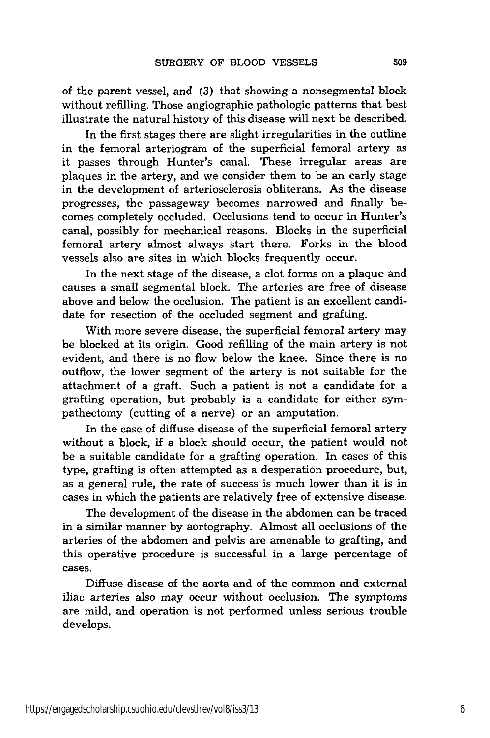of the parent vessel, and (3) that showing a nonsegmental block without refilling. Those angiographic pathologic patterns that best illustrate the natural history of this disease will next be described.

In the first stages there are slight irregularities in the outline in the femoral arteriogram of the superficial femoral artery as it passes through Hunter's canal. These irregular areas are plaques in the artery, and we consider them to be an early stage in the development of arteriosclerosis obliterans. As the disease progresses, the passageway becomes narrowed and finally becomes completely occluded. Occlusions tend to occur in Hunter's canal, possibly for mechanical reasons. Blocks in the superficial femoral artery almost always start there. Forks in the blood vessels also are sites in which blocks frequently occur.

In the next stage of the disease, a clot forms on a plaque and causes a small segmental block. The arteries are free of disease above and below the occlusion. The patient is an excellent candidate for resection of the occluded segment and grafting.

With more severe disease, the superficial femoral artery may be blocked at its origin. Good refilling of the main artery is not evident, and there is no flow below the knee. Since there is no outflow, the lower segment of the artery is not suitable for the attachment of a graft. Such a patient is not a candidate for a grafting operation, but probably is a candidate for either sympathectomy (cutting of a nerve) or an amputation.

In the case of diffuse disease of the superficial femoral artery without a block, if a block should occur, the patient would not be a suitable candidate for a grafting operation. In cases of this type, grafting is often attempted as a desperation procedure, but, as a general rule, the rate of success is much lower than it is in cases in which the patients are relatively free of extensive disease.

The development of the disease in the abdomen can be traced in a similar manner by aortography. Almost all occlusions of the arteries of the abdomen and pelvis are amenable to grafting, and this operative procedure is successful in a large percentage of cases.

Diffuse disease of the aorta and of the common and external iliac arteries also may occur without occlusion. The symptoms are mild, and operation is not performed unless serious trouble develops.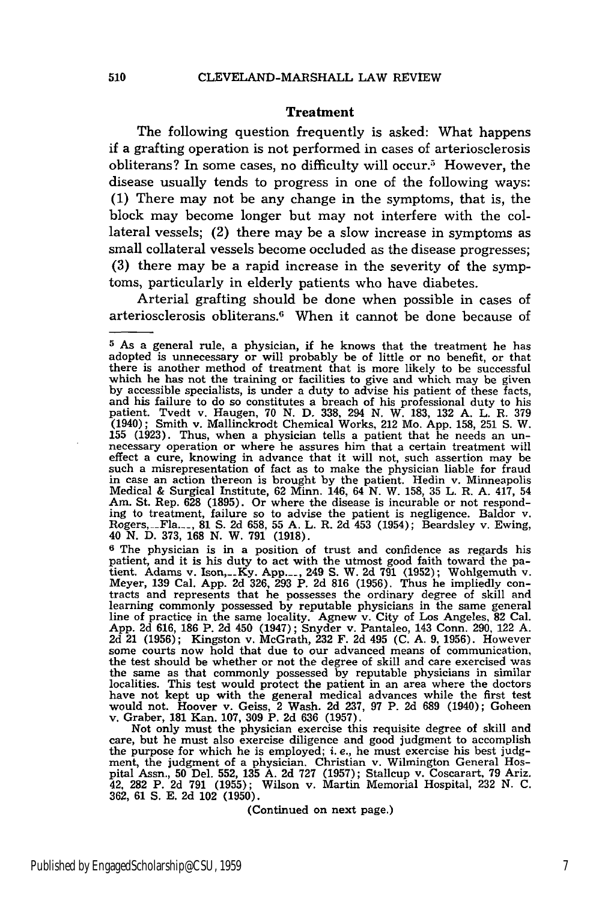### Treatment

The following question frequently is asked: What happens if a grafting operation is not performed in cases of arteriosclerosis obliterans? In some cases, no difficulty will occur.[5] However, the disease usually tends to progress in one of the following ways: (1) There may not be any change in the symptoms, that is, the block may become longer but may not interfere with the collateral vessels; (2) there may be a slow increase in symptoms as small collateral vessels become occluded as the disease progresses; (3) there may be a rapid increase in the severity of the symptoms, particularly in elderly patients who have diabetes.

Arterial grafting should be done when possible in cases of arteriosclerosis obliterans.[6] When it cannot be done because of

---

[5] As a general rule, a physician, if he knows that the treatment he has adopted is unnecessary or will probably be of little or no benefit, or that there is another method of treatment that is more likely to be successful which he has not the training or facilities to give and which may be given by accessible specialists, is under a duty to advise his patient of these facts, and his failure to do so constitutes a breach of his professional duty to his patient. Tvedt v. Haugen, 70 N. D. 338, 294 N. W. 183, 132 A. L. R. 379 (1940); Smith v. Mallinckrodt Chemical Works, 212 Mo. App. 158, 251 S. W. 155 (1923). Thus, when a physician tells a patient that he needs an unnecessary operation or where he assures him that a certain treatment will effect a cure, knowing in advance that it will not, such assertion may be such a misrepresentation of fact as to make the physician liable for fraud in case an action thereon is brought by the patient. Hedin v. Minneapolis Medical & Surgical Institute, 62 Minn. 146, 64 N. W. 158, 35 L. R. A. 417, 54 Am. St. Rep. 628 (1895). Or where the disease is incurable or not responding to treatment, failure so to advise the patient is negligence. Baldor v. Rogers, \_\_Fla.\_\_, 81 S. 2d 658, 55 A. L. R. 2d 453 (1954); Beardsley v. Ewing, 40 N. D. 373, 168 N. W. 791 (1918).

[6] The physician is in a position of trust and confidence as regards his patient, and it is his duty to act with the utmost good faith toward the patient. Adams v. Ison, \_\_Ky. App.\_\_, 249 S. W. 2d 791 (1952); Wohlgemuth v. Meyer, 139 Cal. App. 2d 326, 293 P. 2d 816 (1956). Thus he impliedly contracts and represents that he possesses the ordinary degree of skill and learning commonly possessed by reputable physicians in the same general line of practice in the same locality. Agnew v. City of Los Angeles, 82 Cal. App. 2d 616, 186 P. 2d 450 (1947); Snyder v. Pantaleo, 143 Conn. 290, 122 A. 2d 21 (1956); Kingston v. McGrath, 232 F. 2d 495 (C. A. 9, 1956). However some courts now hold that due to our advanced means of communication, the test should be whether or not the degree of skill and care exercised was the same as that commonly possessed by reputable physicians in similar localities. This test would protect the patient in an area where the doctors have not kept up with the general medical advances while the first test would not. Hoover v. Geiss, 2 Wash. 2d 237, 97 P. 2d 689 (1940); Goheen v. Graber, 181 Kan. 107, 309 P. 2d 636 (1957).

Not only must the physician exercise this requisite degree of skill and care, but he must also exercise diligence and good judgment to accomplish the purpose for which he is employed; *i. e.*, he must exercise his best judgment, the judgment of a physician. Christian v. Wilmington General Hospital Assn., 50 Del. 552, 135 A. 2d 727 (1957); Stallcup v. Coscarart, 79 Ariz. 42, 282 P. 2d 791 (1955); Wilson v. Martin Memorial Hospital, 232 N. C. 362, 61 S. E. 2d 102 (1950).

(Continued on next page.)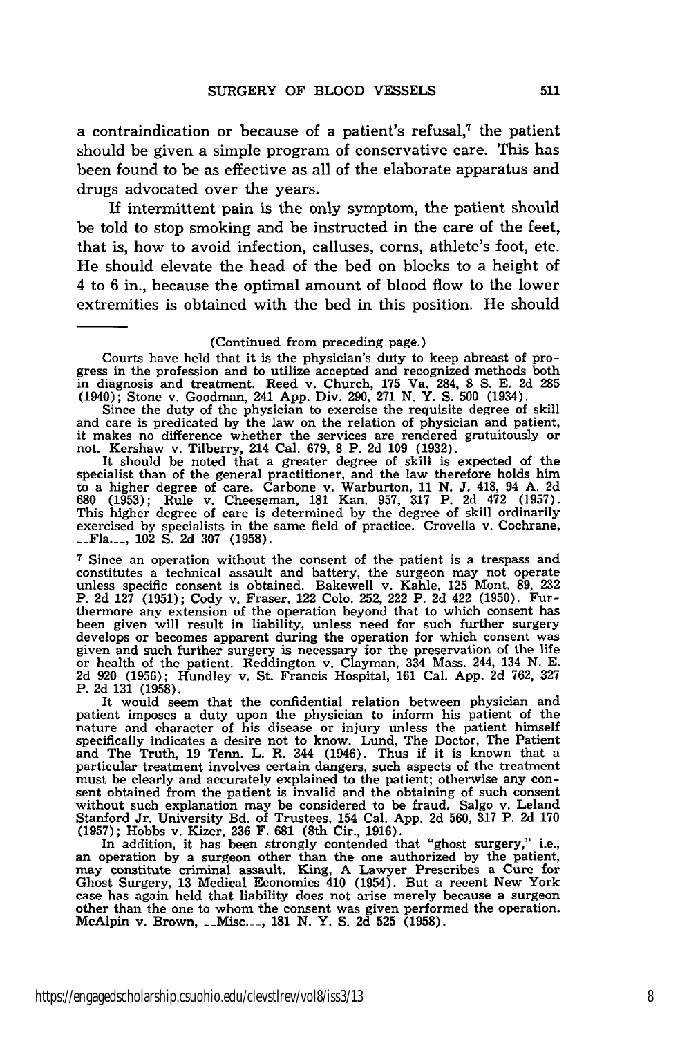a contraindication or because of a patient's refusal,[7] the patient should be given a simple program of conservative care. This has been found to be as effective as all of the elaborate apparatus and drugs advocated over the years.

If intermittent pain is the only symptom, the patient should be told to stop smoking and be instructed in the care of the feet, that is, how to avoid infection, calluses, corns, athlete's foot, etc. He should elevate the head of the bed on blocks to a height of 4 to 6 in., because the optimal amount of blood flow to the lower extremities is obtained with the bed in this position. He should

---

(Continued from preceding page.)

Courts have held that it is the physician's duty to keep abreast of progress in the profession and to utilize accepted and recognized methods both in diagnosis and treatment. Reed v. Church, 175 Va. 284, 8 S. E. 2d 285 (1940); Stone v. Goodman, 241 App. Div. 290, 271 N. Y. S. 500 (1934).

Since the duty of the physician to exercise the requisite degree of skill and care is predicated by the law on the relation of physician and patient, it makes no difference whether the services are rendered gratuitously or not. Kershaw v. Tilberry, 214 Cal. 679, 8 P. 2d 109 (1932).

It should be noted that a greater degree of skill is expected of the specialist than of the general practitioner, and the law therefore holds him to a higher degree of care. Carbone v. Warburton, 11 N. J. 418, 94 A. 2d 680 (1953); Rule v. Cheeseman, 181 Kan. 957, 317 P. 2d 472 (1957). This higher degree of care is determined by the degree of skill ordinarily exercised by specialists in the same field of practice. Crovella v. Cochrane, __Fla.__, 102 S. 2d 307 (1958).

[7] Since an operation without the consent of the patient is a trespass and constitutes a technical assault and battery, the surgeon may not operate unless specific consent is obtained. Bakewell v. Kahle, 125 Mont. 89, 232 P. 2d 127 (1951); Cody v. Fraser, 122 Colo. 252, 222 P. 2d 422 (1950). Furthermore any extension of the operation beyond that to which consent has been given will result in liability, unless need for such further surgery develops or becomes apparent during the operation for which consent was given and such further surgery is necessary for the preservation of the life or health of the patient. Reddington v. Clayman, 334 Mass. 244, 134 N. E. 2d 920 (1956); Hundley v. St. Francis Hospital, 161 Cal. App. 2d 762, 327 P. 2d 131 (1958).

It would seem that the confidential relation between physician and patient imposes a duty upon the physician to inform his patient of the nature and character of his disease or injury unless the patient himself specifically indicates a desire not to know. Lund, The Doctor, The Patient and The Truth, 19 Tenn. L. R. 344 (1946). Thus if it is known that a particular treatment involves certain dangers, such aspects of the treatment must be clearly and accurately explained to the patient; otherwise any consent obtained from the patient is invalid and the obtaining of such consent without such explanation may be considered to be fraud. Salgo v. Leland Stanford Jr. University Bd. of Trustees, 154 Cal. App. 2d 560, 317 P. 2d 170 (1957); Hobbs v. Kizer, 236 F. 681 (8th Cir., 1916).

In addition, it has been strongly contended that "ghost surgery," i.e., an operation by a surgeon other than the one authorized by the patient, may constitute criminal assault. King, A Lawyer Prescribes a Cure for Ghost Surgery, 13 Medical Economics 410 (1954). But a recent New York case has again held that liability does not arise merely because a surgeon other than the one to whom the consent was given performed the operation. McAlpin v. Brown, __Misc.__, 181 N. Y. S. 2d 525 (1958).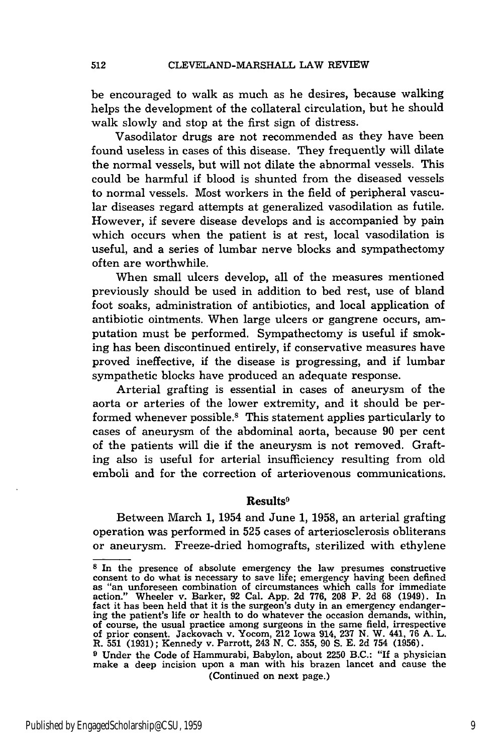be encouraged to walk as much as he desires, because walking helps the development of the collateral circulation, but he should walk slowly and stop at the first sign of distress.

Vasodilator drugs are not recommended as they have been found useless in cases of this disease. They frequently will dilate the normal vessels, but will not dilate the abnormal vessels. This could be harmful if blood is shunted from the diseased vessels to normal vessels. Most workers in the field of peripheral vascular diseases regard attempts at generalized vasodilation as futile. However, if severe disease develops and is accompanied by pain which occurs when the patient is at rest, local vasodilation is useful, and a series of lumbar nerve blocks and sympathectomy often are worthwhile.

When small ulcers develop, all of the measures mentioned previously should be used in addition to bed rest, use of bland foot soaks, administration of antibiotics, and local application of antibiotic ointments. When large ulcers or gangrene occurs, amputation must be performed. Sympathectomy is useful if smoking has been discontinued entirely, if conservative measures have proved ineffective, if the disease is progressing, and if lumbar sympathetic blocks have produced an adequate response.

Arterial grafting is essential in cases of aneurysm of the aorta or arteries of the lower extremity, and it should be performed whenever possible.[8] This statement applies particularly to cases of aneurysm of the abdominal aorta, because 90 per cent of the patients will die if the aneurysm is not removed. Grafting also is useful for arterial insufficiency resulting from old emboli and for the correction of arteriovenous communications.

## Results[9]

Between March 1, 1954 and June 1, 1958, an arterial grafting operation was performed in 525 cases of arteriosclerosis obliterans or aneurysm. Freeze-dried homografts, sterilized with ethylene

---

[8] In the presence of absolute emergency the law presumes constructive consent to do what is necessary to save life; emergency having been defined as "an unforeseen combination of circumstances which calls for immediate action." Wheeler v. Barker, 92 Cal. App. 2d 776, 208 P. 2d 68 (1949). In fact it has been held that it is the surgeon's duty in an emergency endangering the patient's life or health to do whatever the occasion demands, within, of course, the usual practice among surgeons in the same field, irrespective of prior consent. Jackovach v. Yocom, 212 Iowa 914, 237 N. W. 441, 76 A. L. R. 551 (1931); Kennedy v. Parrott, 243 N. C. 355, 90 S. E. 2d 754 (1956).

[9] Under the Code of Hammurabi, Babylon, about 2250 B.C.: "If a physician make a deep incision upon a man with his brazen lancet and cause the (Continued on next page.)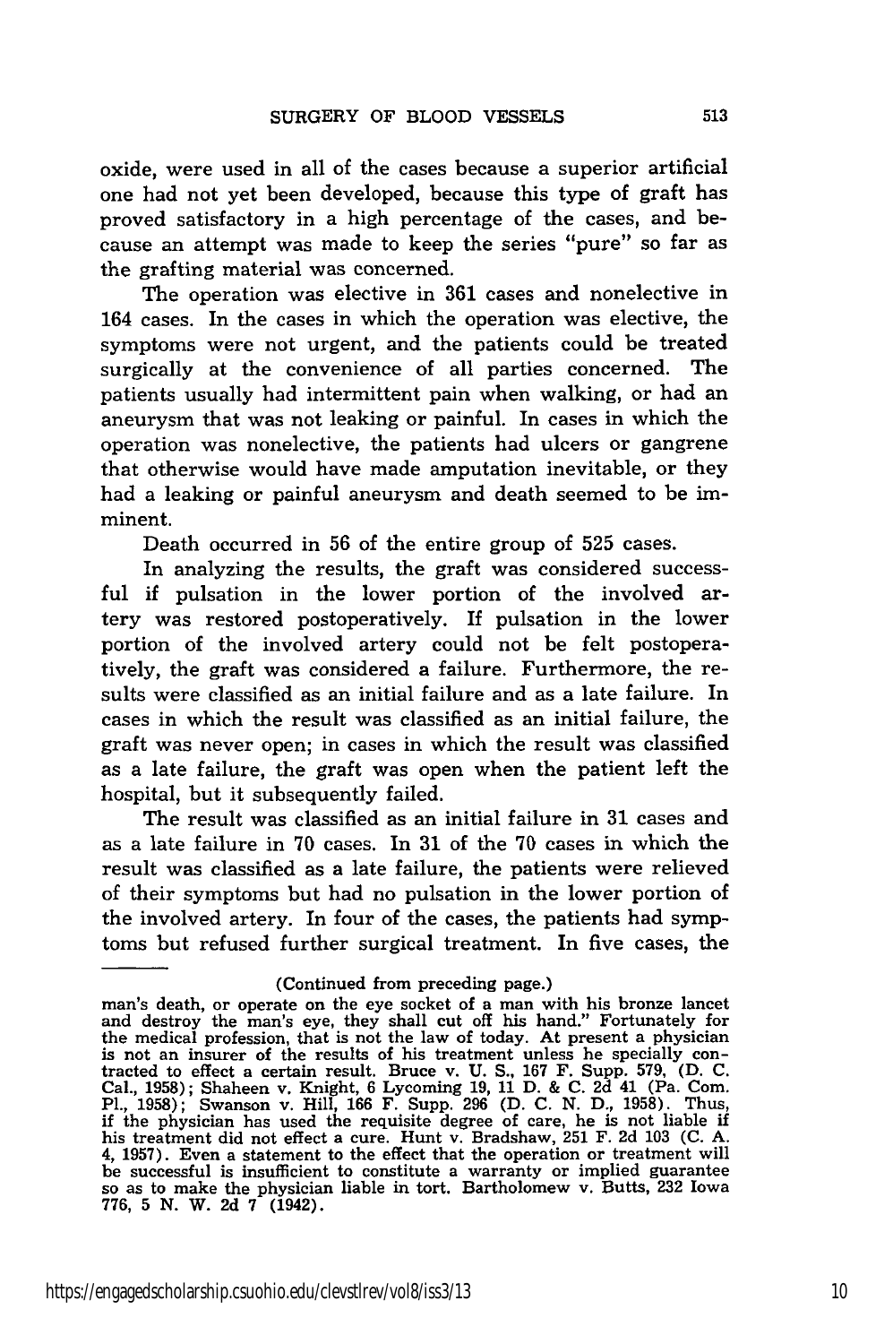oxide, were used in all of the cases because a superior artificial one had not yet been developed, because this type of graft has proved satisfactory in a high percentage of the cases, and because an attempt was made to keep the series "pure" so far as the grafting material was concerned.

The operation was elective in 361 cases and nonelective in 164 cases. In the cases in which the operation was elective, the symptoms were not urgent, and the patients could be treated surgically at the convenience of all parties concerned. The patients usually had intermittent pain when walking, or had an aneurysm that was not leaking or painful. In cases in which the operation was nonelective, the patients had ulcers or gangrene that otherwise would have made amputation inevitable, or they had a leaking or painful aneurysm and death seemed to be imminent.

Death occurred in 56 of the entire group of 525 cases.

In analyzing the results, the graft was considered successful if pulsation in the lower portion of the involved artery was restored postoperatively. If pulsation in the lower portion of the involved artery could not be felt postoperatively, the graft was considered a failure. Furthermore, the results were classified as an initial failure and as a late failure. In cases in which the result was classified as an initial failure, the graft was never open; in cases in which the result was classified as a late failure, the graft was open when the patient left the hospital, but it subsequently failed.

The result was classified as an initial failure in 31 cases and as a late failure in 70 cases. In 31 of the 70 cases in which the result was classified as a late failure, the patients were relieved of their symptoms but had no pulsation in the lower portion of the involved artery. In four of the cases, the patients had symptoms but refused further surgical treatment. In five cases, the

---

(Continued from preceding page.)

man's death, or operate on the eye socket of a man with his bronze lancet and destroy the man's eye, they shall cut off his hand." Fortunately for the medical profession, that is not the law of today. At present a physician is not an insurer of the results of his treatment unless he specially contracted to effect a certain result. Bruce v. U. S., 167 F. Supp. 579, (D. C. Cal., 1958); Shaheen v. Knight, 6 Lycoming 19, 11 D. & C. 2d 41 (Pa. Com. Pl., 1958); Swanson v. Hill, 166 F. Supp. 296 (D. C. N. D., 1958). Thus, if the physician has used the requisite degree of care, he is not liable if his treatment did not effect a cure. Hunt v. Bradshaw, 251 F. 2d 103 (C. A. 4, 1957). Even a statement to the effect that the operation or treatment will be successful is insufficient to constitute a warranty or implied guarantee so as to make the physician liable in tort. Bartholomew v. Butts, 232 Iowa 776, 5 N. W. 2d 7 (1942).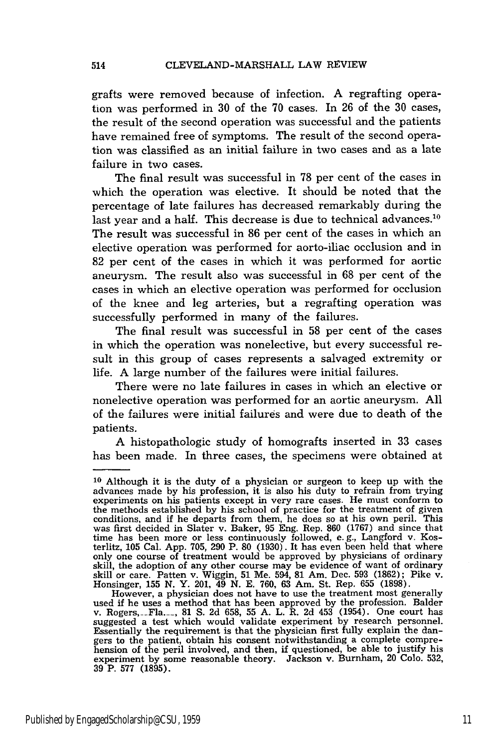grafts were removed because of infection. A regrafting operation was performed in 30 of the 70 cases. In 26 of the 30 cases, the result of the second operation was successful and the patients have remained free of symptoms. The result of the second operation was classified as an initial failure in two cases and as a late failure in two cases.

The final result was successful in 78 per cent of the cases in which the operation was elective. It should be noted that the percentage of late failures has decreased remarkably during the last year and a half. This decrease is due to technical advances.[10] The result was successful in 86 per cent of the cases in which an elective operation was performed for aorto-iliac occlusion and in 82 per cent of the cases in which it was performed for aortic aneurysm. The result also was successful in 68 per cent of the cases in which an elective operation was performed for occlusion of the knee and leg arteries, but a regrafting operation was successfully performed in many of the failures.

The final result was successful in 58 per cent of the cases in which the operation was nonelective, but every successful result in this group of cases represents a salvaged extremity or life. A large number of the failures were initial failures.

There were no late failures in cases in which an elective or nonelective operation was performed for an aortic aneurysm. All of the failures were initial failures and were due to death of the patients.

A histopathologic study of homografts inserted in 33 cases has been made. In three cases, the specimens were obtained at

---

[10] Although it is the duty of a physician or surgeon to keep up with the advances made by his profession, it is also his duty to refrain from trying experiments on his patients except in very rare cases. He must conform to the methods established by his school of practice for the treatment of given conditions, and if he departs from them, he does so at his own peril. This was first decided in Slater v. Baker, 95 Eng. Rep. 860 (1767) and since that time has been more or less continuously followed, e. g., Langford v. Kosterlitz, 105 Cal. App. 705, 290 P. 80 (1930). It has even been held that where only one course of treatment would be approved by physicians of ordinary skill, the adoption of any other course may be evidence of want of ordinary skill or care. Patten v. Wiggin, 51 Me. 594, 81 Am. Dec. 593 (1862); Pike v. Honsinger, 155 N. Y. 201, 49 N. E. 760, 63 Am. St. Rep. 655 (1898).

However, a physician does not have to use the treatment most generally used if he uses a method that has been approved by the profession. Balder v. Rogers, __Fla.__, 81 S. 2d 658, 55 A. L. R. 2d 453 (1954). One court has suggested a test which would validate experiment by research personnel. Essentially the requirement is that the physician first fully explain the dangers to the patient, obtain his consent notwithstanding a complete comprehension of the peril involved, and then, if questioned, be able to justify his experiment by some reasonable theory. Jackson v. Burnham, 20 Colo. 532, 39 P. 577 (1895).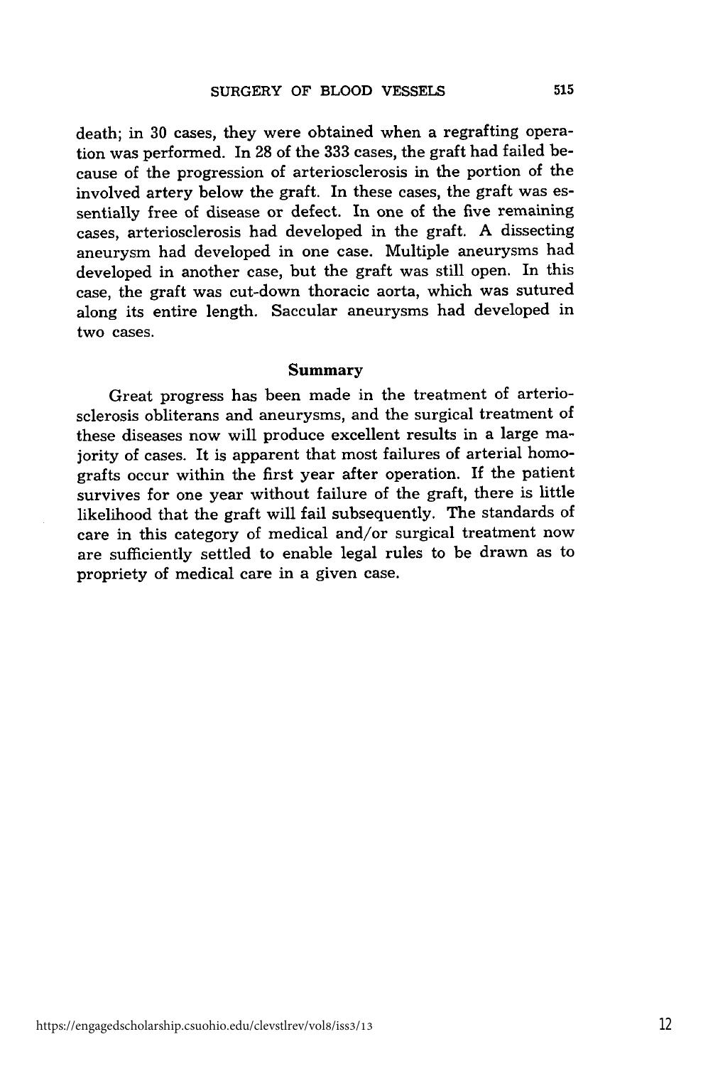death; in 30 cases, they were obtained when a regrafting operation was performed. In 28 of the 333 cases, the graft had failed because of the progression of arteriosclerosis in the portion of the involved artery below the graft. In these cases, the graft was essentially free of disease or defect. In one of the five remaining cases, arteriosclerosis had developed in the graft. A dissecting aneurysm had developed in one case. Multiple aneurysms had developed in another case, but the graft was still open. In this case, the graft was cut-down thoracic aorta, which was sutured along its entire length. Saccular aneurysms had developed in two cases.

## Summary

Great progress has been made in the treatment of arteriosclerosis obliterans and aneurysms, and the surgical treatment of these diseases now will produce excellent results in a large majority of cases. It is apparent that most failures of arterial homografts occur within the first year after operation. If the patient survives for one year without failure of the graft, there is little likelihood that the graft will fail subsequently. The standards of care in this category of medical and/or surgical treatment now are sufficiently settled to enable legal rules to be drawn as to propriety of medical care in a given case.